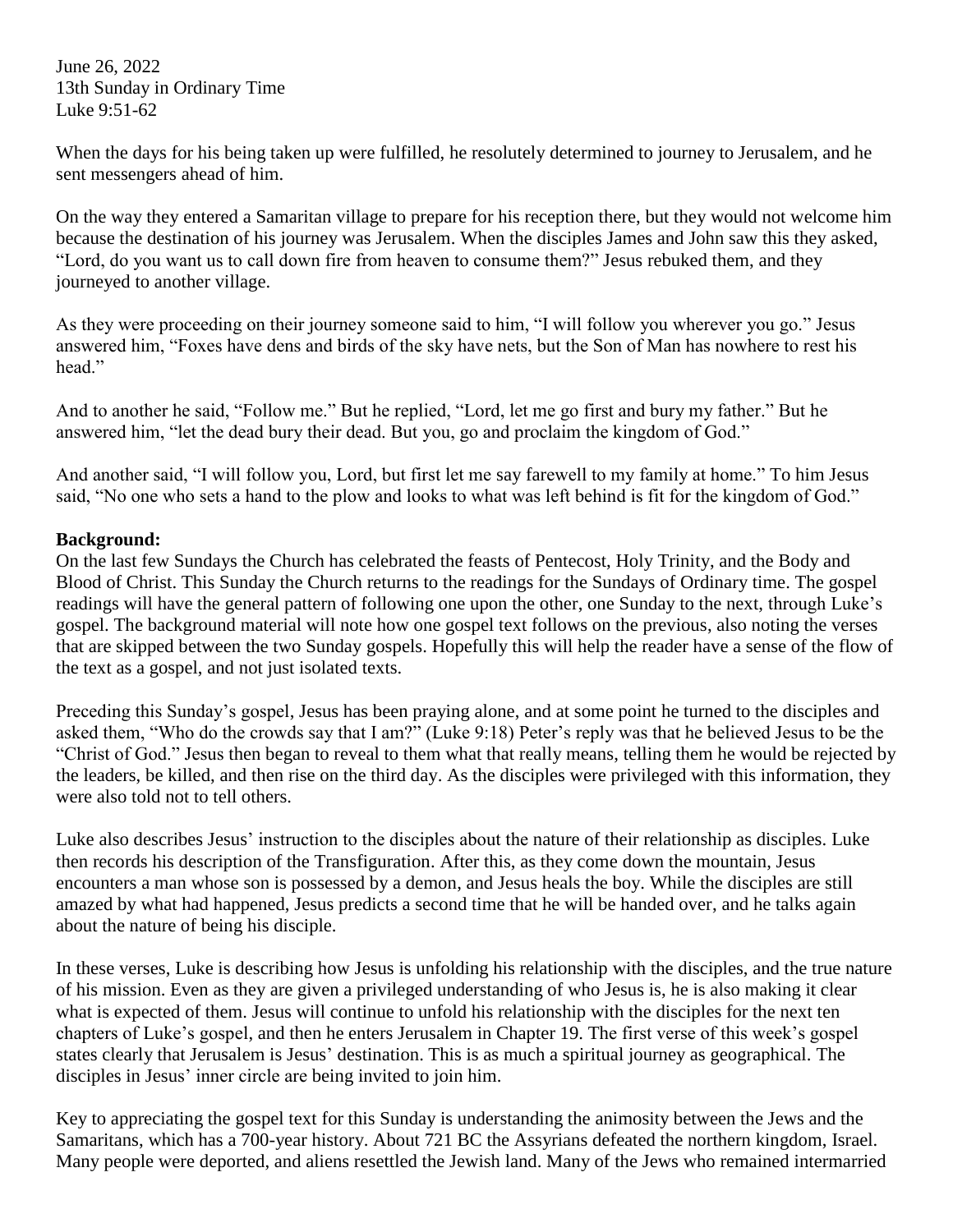June 26, 2022
13th Sunday in Ordinary Time
Luke 9:51-62

When the days for his being taken up were fulfilled, he resolutely determined to journey to Jerusalem, and he sent messengers ahead of him.

On the way they entered a Samaritan village to prepare for his reception there, but they would not welcome him because the destination of his journey was Jerusalem. When the disciples James and John saw this they asked, "Lord, do you want us to call down fire from heaven to consume them?" Jesus rebuked them, and they journeyed to another village.

As they were proceeding on their journey someone said to him, "I will follow you wherever you go." Jesus answered him, "Foxes have dens and birds of the sky have nets, but the Son of Man has nowhere to rest his head."

And to another he said, "Follow me." But he replied, "Lord, let me go first and bury my father." But he answered him, "let the dead bury their dead. But you, go and proclaim the kingdom of God."

And another said, "I will follow you, Lord, but first let me say farewell to my family at home." To him Jesus said, "No one who sets a hand to the plow and looks to what was left behind is fit for the kingdom of God."

**Background:**
On the last few Sundays the Church has celebrated the feasts of Pentecost, Holy Trinity, and the Body and Blood of Christ. This Sunday the Church returns to the readings for the Sundays of Ordinary time. The gospel readings will have the general pattern of following one upon the other, one Sunday to the next, through Luke's gospel. The background material will note how one gospel text follows on the previous, also noting the verses that are skipped between the two Sunday gospels. Hopefully this will help the reader have a sense of the flow of the text as a gospel, and not just isolated texts.

Preceding this Sunday's gospel, Jesus has been praying alone, and at some point he turned to the disciples and asked them, "Who do the crowds say that I am?" (Luke 9:18) Peter's reply was that he believed Jesus to be the "Christ of God." Jesus then began to reveal to them what that really means, telling them he would be rejected by the leaders, be killed, and then rise on the third day. As the disciples were privileged with this information, they were also told not to tell others.

Luke also describes Jesus' instruction to the disciples about the nature of their relationship as disciples. Luke then records his description of the Transfiguration. After this, as they come down the mountain, Jesus encounters a man whose son is possessed by a demon, and Jesus heals the boy. While the disciples are still amazed by what had happened, Jesus predicts a second time that he will be handed over, and he talks again about the nature of being his disciple.

In these verses, Luke is describing how Jesus is unfolding his relationship with the disciples, and the true nature of his mission. Even as they are given a privileged understanding of who Jesus is, he is also making it clear what is expected of them. Jesus will continue to unfold his relationship with the disciples for the next ten chapters of Luke's gospel, and then he enters Jerusalem in Chapter 19. The first verse of this week's gospel states clearly that Jerusalem is Jesus' destination. This is as much a spiritual journey as geographical. The disciples in Jesus' inner circle are being invited to join him.

Key to appreciating the gospel text for this Sunday is understanding the animosity between the Jews and the Samaritans, which has a 700-year history. About 721 BC the Assyrians defeated the northern kingdom, Israel. Many people were deported, and aliens resettled the Jewish land. Many of the Jews who remained intermarried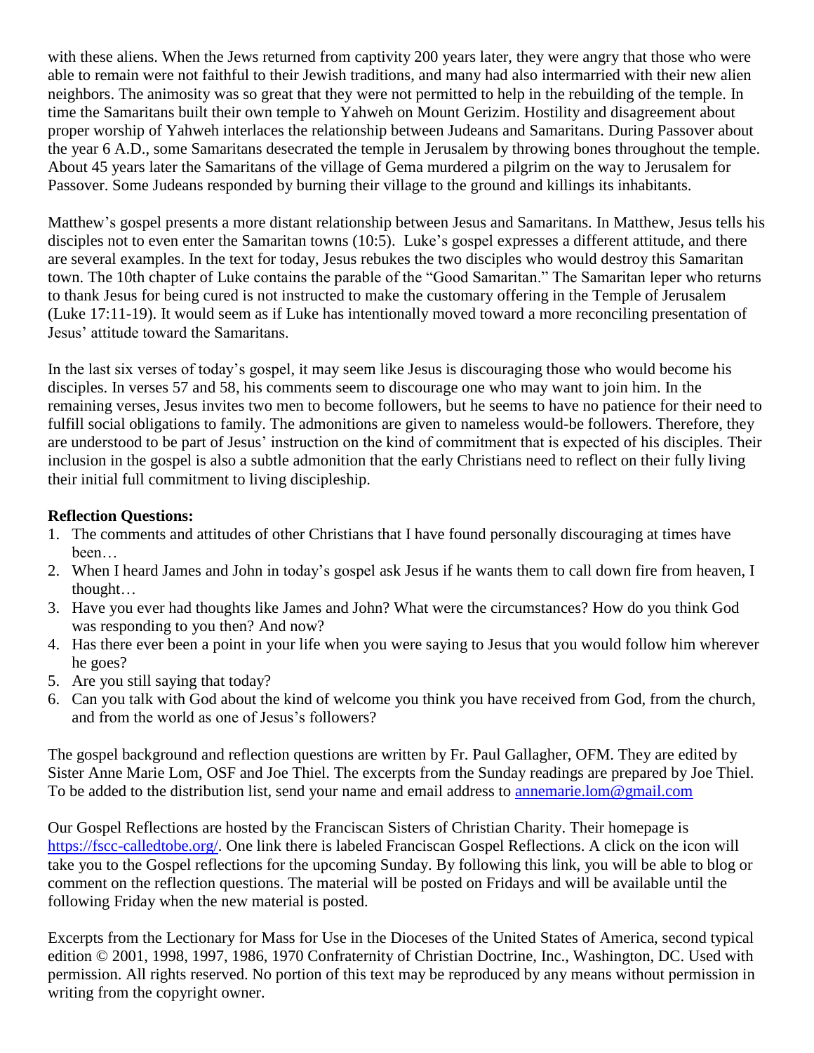with these aliens. When the Jews returned from captivity 200 years later, they were angry that those who were able to remain were not faithful to their Jewish traditions, and many had also intermarried with their new alien neighbors. The animosity was so great that they were not permitted to help in the rebuilding of the temple. In time the Samaritans built their own temple to Yahweh on Mount Gerizim. Hostility and disagreement about proper worship of Yahweh interlaces the relationship between Judeans and Samaritans. During Passover about the year 6 A.D., some Samaritans desecrated the temple in Jerusalem by throwing bones throughout the temple. About 45 years later the Samaritans of the village of Gema murdered a pilgrim on the way to Jerusalem for Passover. Some Judeans responded by burning their village to the ground and killings its inhabitants.

Matthew's gospel presents a more distant relationship between Jesus and Samaritans. In Matthew, Jesus tells his disciples not to even enter the Samaritan towns (10:5). Luke's gospel expresses a different attitude, and there are several examples. In the text for today, Jesus rebukes the two disciples who would destroy this Samaritan town. The 10th chapter of Luke contains the parable of the "Good Samaritan." The Samaritan leper who returns to thank Jesus for being cured is not instructed to make the customary offering in the Temple of Jerusalem (Luke 17:11-19). It would seem as if Luke has intentionally moved toward a more reconciling presentation of Jesus' attitude toward the Samaritans.

In the last six verses of today's gospel, it may seem like Jesus is discouraging those who would become his disciples. In verses 57 and 58, his comments seem to discourage one who may want to join him. In the remaining verses, Jesus invites two men to become followers, but he seems to have no patience for their need to fulfill social obligations to family. The admonitions are given to nameless would-be followers. Therefore, they are understood to be part of Jesus' instruction on the kind of commitment that is expected of his disciples. Their inclusion in the gospel is also a subtle admonition that the early Christians need to reflect on their fully living their initial full commitment to living discipleship.

**Reflection Questions:**

1. The comments and attitudes of other Christians that I have found personally discouraging at times have been…
2. When I heard James and John in today's gospel ask Jesus if he wants them to call down fire from heaven, I thought…
3. Have you ever had thoughts like James and John? What were the circumstances? How do you think God was responding to you then? And now?
4. Has there ever been a point in your life when you were saying to Jesus that you would follow him wherever he goes?
5. Are you still saying that today?
6. Can you talk with God about the kind of welcome you think you have received from God, from the church, and from the world as one of Jesus's followers?

The gospel background and reflection questions are written by Fr. Paul Gallagher, OFM. They are edited by Sister Anne Marie Lom, OSF and Joe Thiel. The excerpts from the Sunday readings are prepared by Joe Thiel. To be added to the distribution list, send your name and email address to annemarie.lom@gmail.com

Our Gospel Reflections are hosted by the Franciscan Sisters of Christian Charity. Their homepage is https://fscc-calledtobe.org/. One link there is labeled Franciscan Gospel Reflections. A click on the icon will take you to the Gospel reflections for the upcoming Sunday. By following this link, you will be able to blog or comment on the reflection questions. The material will be posted on Fridays and will be available until the following Friday when the new material is posted.

Excerpts from the Lectionary for Mass for Use in the Dioceses of the United States of America, second typical edition © 2001, 1998, 1997, 1986, 1970 Confraternity of Christian Doctrine, Inc., Washington, DC. Used with permission. All rights reserved. No portion of this text may be reproduced by any means without permission in writing from the copyright owner.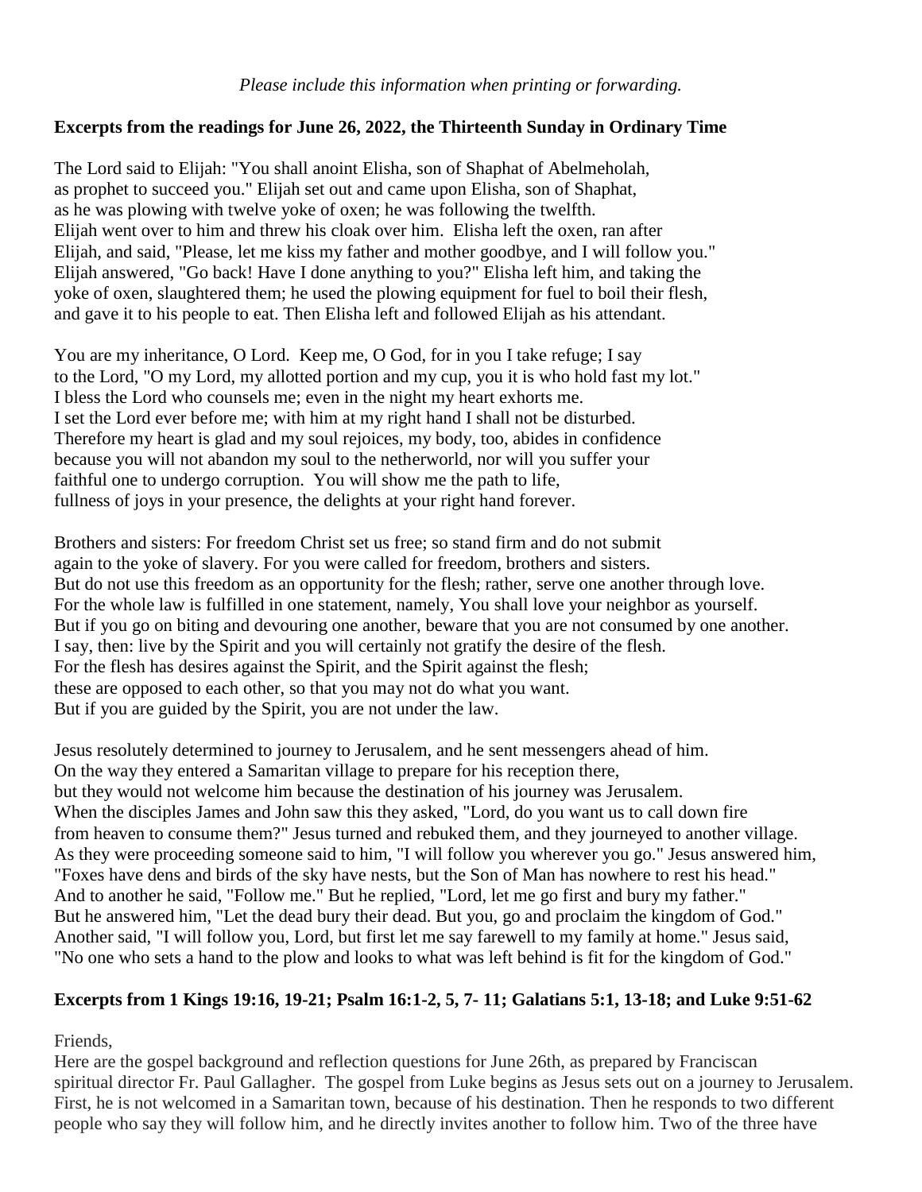*Please include this information when printing or forwarding.*

**Excerpts from the readings for June 26, 2022, the Thirteenth Sunday in Ordinary Time**

The Lord said to Elijah: "You shall anoint Elisha, son of Shaphat of Abelmeholah, as prophet to succeed you." Elijah set out and came upon Elisha, son of Shaphat, as he was plowing with twelve yoke of oxen; he was following the twelfth. Elijah went over to him and threw his cloak over him. Elisha left the oxen, ran after Elijah, and said, "Please, let me kiss my father and mother goodbye, and I will follow you." Elijah answered, "Go back! Have I done anything to you?" Elisha left him, and taking the yoke of oxen, slaughtered them; he used the plowing equipment for fuel to boil their flesh, and gave it to his people to eat. Then Elisha left and followed Elijah as his attendant.

You are my inheritance, O Lord. Keep me, O God, for in you I take refuge; I say to the Lord, "O my Lord, my allotted portion and my cup, you it is who hold fast my lot." I bless the Lord who counsels me; even in the night my heart exhorts me. I set the Lord ever before me; with him at my right hand I shall not be disturbed. Therefore my heart is glad and my soul rejoices, my body, too, abides in confidence because you will not abandon my soul to the netherworld, nor will you suffer your faithful one to undergo corruption. You will show me the path to life, fullness of joys in your presence, the delights at your right hand forever.

Brothers and sisters: For freedom Christ set us free; so stand firm and do not submit again to the yoke of slavery. For you were called for freedom, brothers and sisters. But do not use this freedom as an opportunity for the flesh; rather, serve one another through love. For the whole law is fulfilled in one statement, namely, You shall love your neighbor as yourself. But if you go on biting and devouring one another, beware that you are not consumed by one another. I say, then: live by the Spirit and you will certainly not gratify the desire of the flesh. For the flesh has desires against the Spirit, and the Spirit against the flesh; these are opposed to each other, so that you may not do what you want. But if you are guided by the Spirit, you are not under the law.

Jesus resolutely determined to journey to Jerusalem, and he sent messengers ahead of him. On the way they entered a Samaritan village to prepare for his reception there, but they would not welcome him because the destination of his journey was Jerusalem. When the disciples James and John saw this they asked, "Lord, do you want us to call down fire from heaven to consume them?" Jesus turned and rebuked them, and they journeyed to another village. As they were proceeding someone said to him, "I will follow you wherever you go." Jesus answered him, "Foxes have dens and birds of the sky have nests, but the Son of Man has nowhere to rest his head." And to another he said, "Follow me." But he replied, "Lord, let me go first and bury my father." But he answered him, "Let the dead bury their dead. But you, go and proclaim the kingdom of God." Another said, "I will follow you, Lord, but first let me say farewell to my family at home." Jesus said, "No one who sets a hand to the plow and looks to what was left behind is fit for the kingdom of God."

**Excerpts from 1 Kings 19:16, 19-21; Psalm 16:1-2, 5, 7- 11; Galatians 5:1, 13-18; and Luke 9:51-62**

Friends,
Here are the gospel background and reflection questions for June 26th, as prepared by Franciscan spiritual director Fr. Paul Gallagher. The gospel from Luke begins as Jesus sets out on a journey to Jerusalem. First, he is not welcomed in a Samaritan town, because of his destination. Then he responds to two different people who say they will follow him, and he directly invites another to follow him. Two of the three have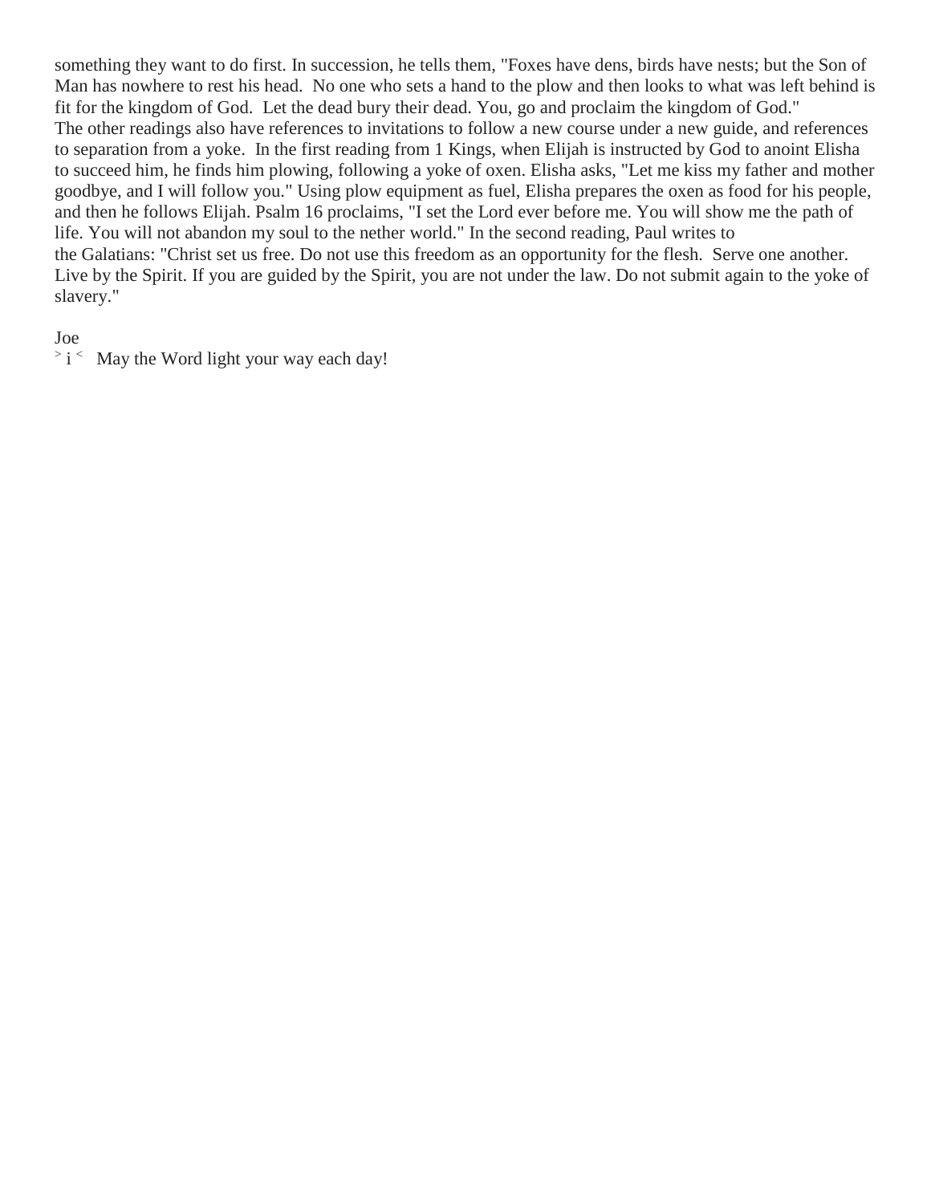something they want to do first. In succession, he tells them, "Foxes have dens, birds have nests; but the Son of Man has nowhere to rest his head.  No one who sets a hand to the plow and then looks to what was left behind is fit for the kingdom of God.  Let the dead bury their dead. You, go and proclaim the kingdom of God."
The other readings also have references to invitations to follow a new course under a new guide, and references to separation from a yoke.  In the first reading from 1 Kings, when Elijah is instructed by God to anoint Elisha to succeed him, he finds him plowing, following a yoke of oxen. Elisha asks, "Let me kiss my father and mother goodbye, and I will follow you." Using plow equipment as fuel, Elisha prepares the oxen as food for his people, and then he follows Elijah. Psalm 16 proclaims, "I set the Lord ever before me. You will show me the path of life. You will not abandon my soul to the nether world." In the second reading, Paul writes to the Galatians: "Christ set us free. Do not use this freedom as an opportunity for the flesh.  Serve one another. Live by the Spirit. If you are guided by the Spirit, you are not under the law. Do not submit again to the yoke of slavery."

Joe
> i <   May the Word light your way each day!